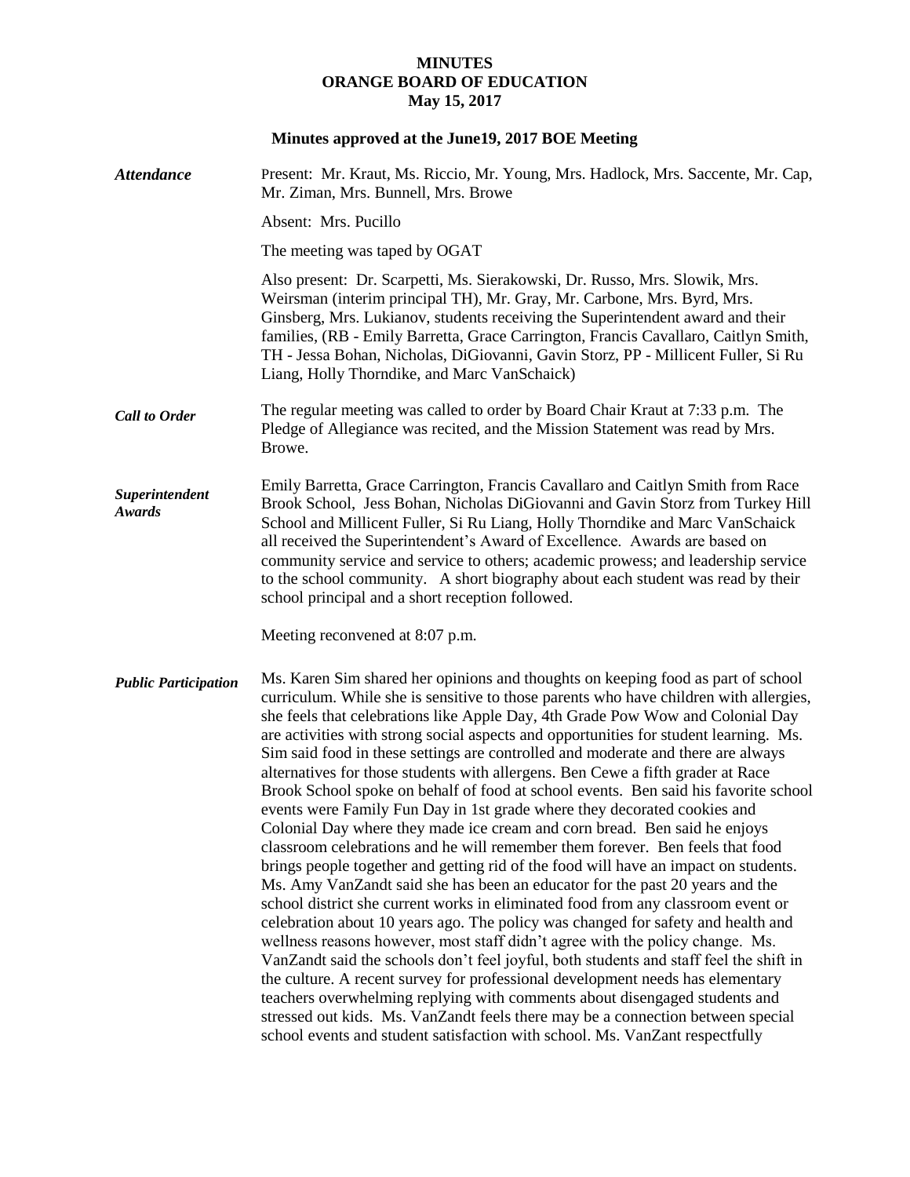# MINUTES
# ORANGE BOARD OF EDUCATION
# May 15, 2017

**Minutes approved at the June19, 2017 BOE Meeting**

***Attendance***

Present: Mr. Kraut, Ms. Riccio, Mr. Young, Mrs. Hadlock, Mrs. Saccente, Mr. Cap, Mr. Ziman, Mrs. Bunnell, Mrs. Browe

Absent: Mrs. Pucillo

The meeting was taped by OGAT

Also present: Dr. Scarpetti, Ms. Sierakowski, Dr. Russo, Mrs. Slowik, Mrs. Weirsman (interim principal TH), Mr. Gray, Mr. Carbone, Mrs. Byrd, Mrs. Ginsberg, Mrs. Lukianov, students receiving the Superintendent award and their families, (RB - Emily Barretta, Grace Carrington, Francis Cavallaro, Caitlyn Smith, TH - Jessa Bohan, Nicholas, DiGiovanni, Gavin Storz, PP - Millicent Fuller, Si Ru Liang, Holly Thorndike, and Marc VanSchaick)

***Call to Order***

The regular meeting was called to order by Board Chair Kraut at 7:33 p.m. The Pledge of Allegiance was recited, and the Mission Statement was read by Mrs. Browe.

***Superintendent Awards***

Emily Barretta, Grace Carrington, Francis Cavallaro and Caitlyn Smith from Race Brook School, Jess Bohan, Nicholas DiGiovanni and Gavin Storz from Turkey Hill School and Millicent Fuller, Si Ru Liang, Holly Thorndike and Marc VanSchaick all received the Superintendent's Award of Excellence. Awards are based on community service and service to others; academic prowess; and leadership service to the school community. A short biography about each student was read by their school principal and a short reception followed.

Meeting reconvened at 8:07 p.m.

***Public Participation***

Ms. Karen Sim shared her opinions and thoughts on keeping food as part of school curriculum. While she is sensitive to those parents who have children with allergies, she feels that celebrations like Apple Day, 4th Grade Pow Wow and Colonial Day are activities with strong social aspects and opportunities for student learning. Ms. Sim said food in these settings are controlled and moderate and there are always alternatives for those students with allergens. Ben Cewe a fifth grader at Race Brook School spoke on behalf of food at school events. Ben said his favorite school events were Family Fun Day in 1st grade where they decorated cookies and Colonial Day where they made ice cream and corn bread. Ben said he enjoys classroom celebrations and he will remember them forever. Ben feels that food brings people together and getting rid of the food will have an impact on students. Ms. Amy VanZandt said she has been an educator for the past 20 years and the school district she current works in eliminated food from any classroom event or celebration about 10 years ago. The policy was changed for safety and health and wellness reasons however, most staff didn't agree with the policy change. Ms. VanZandt said the schools don't feel joyful, both students and staff feel the shift in the culture. A recent survey for professional development needs has elementary teachers overwhelming replying with comments about disengaged students and stressed out kids. Ms. VanZandt feels there may be a connection between special school events and student satisfaction with school. Ms. VanZant respectfully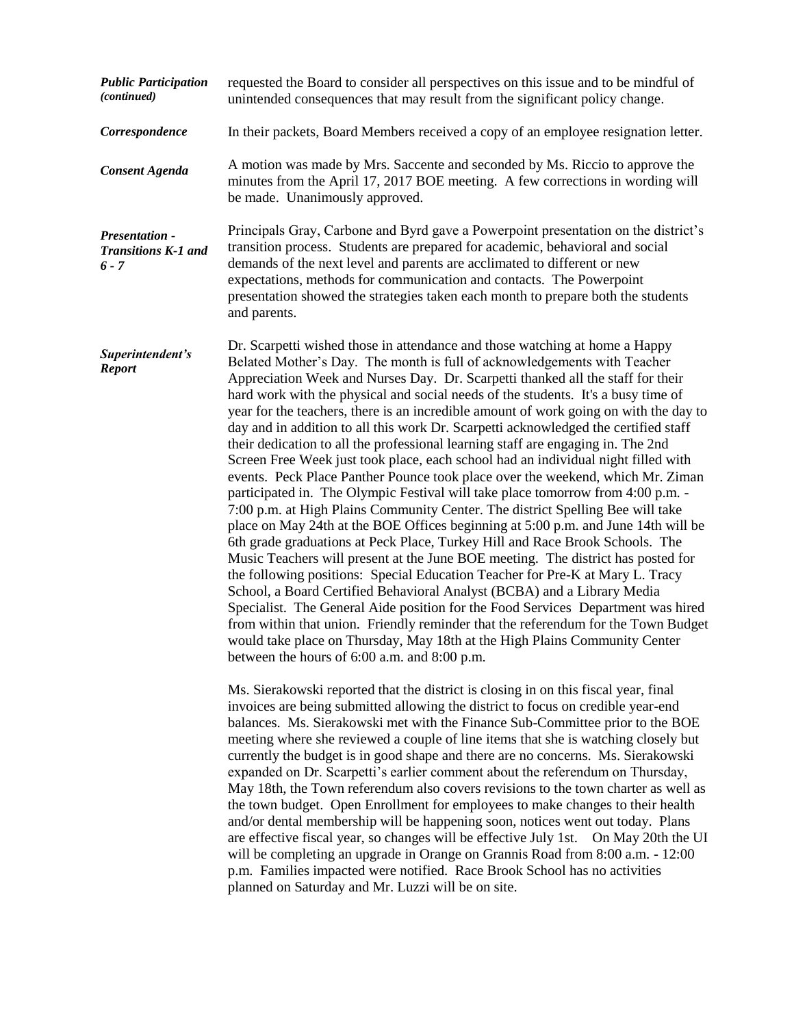***Public Participation (continued)***

requested the Board to consider all perspectives on this issue and to be mindful of unintended consequences that may result from the significant policy change.

***Correspondence***

In their packets, Board Members received a copy of an employee resignation letter.

***Consent Agenda***

A motion was made by Mrs. Saccente and seconded by Ms. Riccio to approve the minutes from the April 17, 2017 BOE meeting. A few corrections in wording will be made. Unanimously approved.

***Presentation - Transitions K-1 and 6 - 7***

Principals Gray, Carbone and Byrd gave a Powerpoint presentation on the district's transition process. Students are prepared for academic, behavioral and social demands of the next level and parents are acclimated to different or new expectations, methods for communication and contacts. The Powerpoint presentation showed the strategies taken each month to prepare both the students and parents.

***Superintendent's Report***

Dr. Scarpetti wished those in attendance and those watching at home a Happy Belated Mother's Day. The month is full of acknowledgements with Teacher Appreciation Week and Nurses Day. Dr. Scarpetti thanked all the staff for their hard work with the physical and social needs of the students. It's a busy time of year for the teachers, there is an incredible amount of work going on with the day to day and in addition to all this work Dr. Scarpetti acknowledged the certified staff their dedication to all the professional learning staff are engaging in. The 2nd Screen Free Week just took place, each school had an individual night filled with events. Peck Place Panther Pounce took place over the weekend, which Mr. Ziman participated in. The Olympic Festival will take place tomorrow from 4:00 p.m. - 7:00 p.m. at High Plains Community Center. The district Spelling Bee will take place on May 24th at the BOE Offices beginning at 5:00 p.m. and June 14th will be 6th grade graduations at Peck Place, Turkey Hill and Race Brook Schools. The Music Teachers will present at the June BOE meeting. The district has posted for the following positions: Special Education Teacher for Pre-K at Mary L. Tracy School, a Board Certified Behavioral Analyst (BCBA) and a Library Media Specialist. The General Aide position for the Food Services Department was hired from within that union. Friendly reminder that the referendum for the Town Budget would take place on Thursday, May 18th at the High Plains Community Center between the hours of 6:00 a.m. and 8:00 p.m.

Ms. Sierakowski reported that the district is closing in on this fiscal year, final invoices are being submitted allowing the district to focus on credible year-end balances. Ms. Sierakowski met with the Finance Sub-Committee prior to the BOE meeting where she reviewed a couple of line items that she is watching closely but currently the budget is in good shape and there are no concerns. Ms. Sierakowski expanded on Dr. Scarpetti's earlier comment about the referendum on Thursday, May 18th, the Town referendum also covers revisions to the town charter as well as the town budget. Open Enrollment for employees to make changes to their health and/or dental membership will be happening soon, notices went out today. Plans are effective fiscal year, so changes will be effective July 1st. On May 20th the UI will be completing an upgrade in Orange on Grannis Road from 8:00 a.m. - 12:00 p.m. Families impacted were notified. Race Brook School has no activities planned on Saturday and Mr. Luzzi will be on site.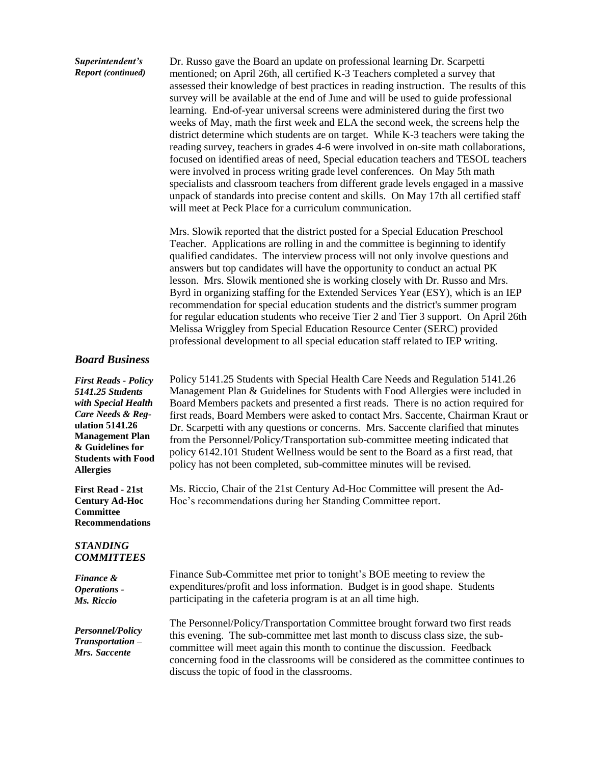***Superintendent's Report (continued)***

Dr. Russo gave the Board an update on professional learning Dr. Scarpetti mentioned; on April 26th, all certified K-3 Teachers completed a survey that assessed their knowledge of best practices in reading instruction. The results of this survey will be available at the end of June and will be used to guide professional learning. End-of-year universal screens were administered during the first two weeks of May, math the first week and ELA the second week, the screens help the district determine which students are on target. While K-3 teachers were taking the reading survey, teachers in grades 4-6 were involved in on-site math collaborations, focused on identified areas of need, Special education teachers and TESOL teachers were involved in process writing grade level conferences. On May 5th math specialists and classroom teachers from different grade levels engaged in a massive unpack of standards into precise content and skills. On May 17th all certified staff will meet at Peck Place for a curriculum communication.

Mrs. Slowik reported that the district posted for a Special Education Preschool Teacher. Applications are rolling in and the committee is beginning to identify qualified candidates. The interview process will not only involve questions and answers but top candidates will have the opportunity to conduct an actual PK lesson. Mrs. Slowik mentioned she is working closely with Dr. Russo and Mrs. Byrd in organizing staffing for the Extended Services Year (ESY), which is an IEP recommendation for special education students and the district's summer program for regular education students who receive Tier 2 and Tier 3 support. On April 26th Melissa Wriggley from Special Education Resource Center (SERC) provided professional development to all special education staff related to IEP writing.

## *Board Business*

***First Reads - Policy 5141.25 Students with Special Health Care Needs & Regulation 5141.26 Management Plan & Guidelines for Students with Food Allergies***

Policy 5141.25 Students with Special Health Care Needs and Regulation 5141.26 Management Plan & Guidelines for Students with Food Allergies were included in Board Members packets and presented a first reads. There is no action required for first reads, Board Members were asked to contact Mrs. Saccente, Chairman Kraut or Dr. Scarpetti with any questions or concerns. Mrs. Saccente clarified that minutes from the Personnel/Policy/Transportation sub-committee meeting indicated that policy 6142.101 Student Wellness would be sent to the Board as a first read, that policy has not been completed, sub-committee minutes will be revised.

**First Read - 21st Century Ad-Hoc Committee Recommendations**

Ms. Riccio, Chair of the 21st Century Ad-Hoc Committee will present the Ad-Hoc's recommendations during her Standing Committee report.

## *STANDING COMMITTEES*

***Finance & Operations - Ms. Riccio***

Finance Sub-Committee met prior to tonight's BOE meeting to review the expenditures/profit and loss information. Budget is in good shape. Students participating in the cafeteria program is at an all time high.

***Personnel/Policy Transportation – Mrs. Saccente***

The Personnel/Policy/Transportation Committee brought forward two first reads this evening. The sub-committee met last month to discuss class size, the sub-committee will meet again this month to continue the discussion. Feedback concerning food in the classrooms will be considered as the committee continues to discuss the topic of food in the classrooms.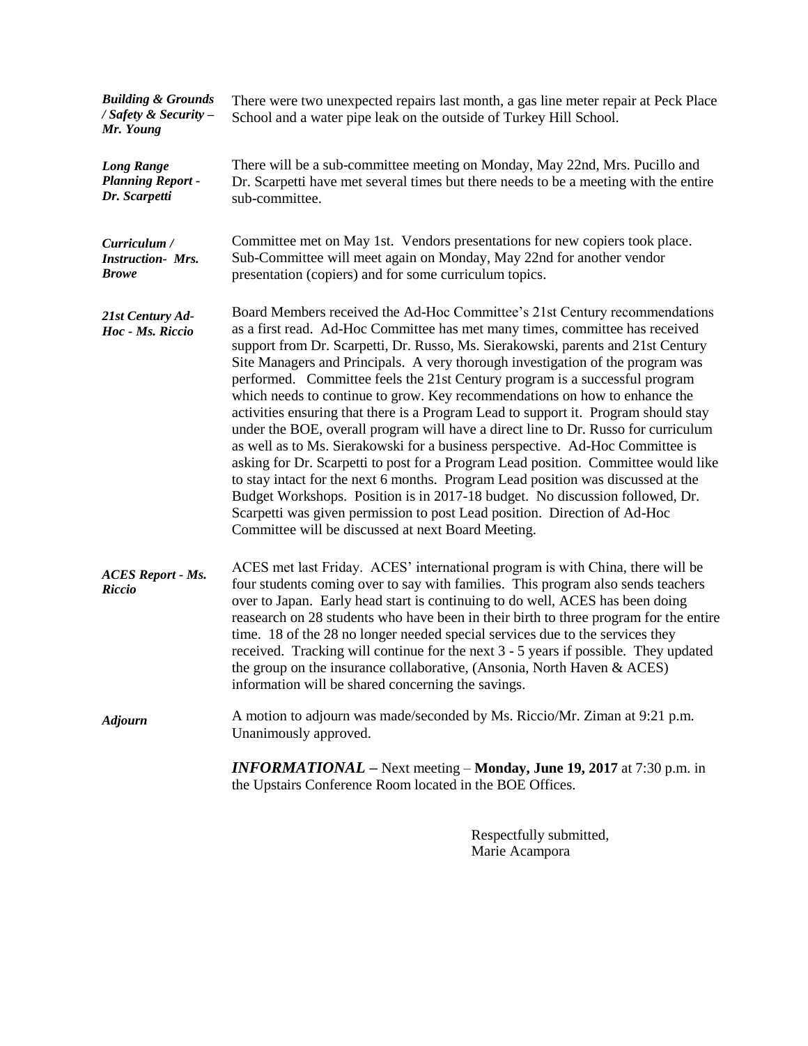***Building & Grounds / Safety & Security – Mr. Young***

There were two unexpected repairs last month, a gas line meter repair at Peck Place School and a water pipe leak on the outside of Turkey Hill School.

***Long Range Planning Report - Dr. Scarpetti***

There will be a sub-committee meeting on Monday, May 22nd, Mrs. Pucillo and Dr. Scarpetti have met several times but there needs to be a meeting with the entire sub-committee.

***Curriculum / Instruction- Mrs. Browe***

Committee met on May 1st. Vendors presentations for new copiers took place. Sub-Committee will meet again on Monday, May 22nd for another vendor presentation (copiers) and for some curriculum topics.

***21st Century Ad-Hoc - Ms. Riccio***

Board Members received the Ad-Hoc Committee's 21st Century recommendations as a first read. Ad-Hoc Committee has met many times, committee has received support from Dr. Scarpetti, Dr. Russo, Ms. Sierakowski, parents and 21st Century Site Managers and Principals. A very thorough investigation of the program was performed. Committee feels the 21st Century program is a successful program which needs to continue to grow. Key recommendations on how to enhance the activities ensuring that there is a Program Lead to support it. Program should stay under the BOE, overall program will have a direct line to Dr. Russo for curriculum as well as to Ms. Sierakowski for a business perspective. Ad-Hoc Committee is asking for Dr. Scarpetti to post for a Program Lead position. Committee would like to stay intact for the next 6 months. Program Lead position was discussed at the Budget Workshops. Position is in 2017-18 budget. No discussion followed, Dr. Scarpetti was given permission to post Lead position. Direction of Ad-Hoc Committee will be discussed at next Board Meeting.

***ACES Report - Ms. Riccio***

ACES met last Friday. ACES' international program is with China, there will be four students coming over to say with families. This program also sends teachers over to Japan. Early head start is continuing to do well, ACES has been doing reasearch on 28 students who have been in their birth to three program for the entire time. 18 of the 28 no longer needed special services due to the services they received. Tracking will continue for the next 3 - 5 years if possible. They updated the group on the insurance collaborative, (Ansonia, North Haven & ACES) information will be shared concerning the savings.

***Adjourn***

A motion to adjourn was made/seconded by Ms. Riccio/Mr. Ziman at 9:21 p.m. Unanimously approved.

***INFORMATIONAL –*** Next meeting – **Monday, June 19, 2017** at 7:30 p.m. in the Upstairs Conference Room located in the BOE Offices.

Respectfully submitted,
Marie Acampora